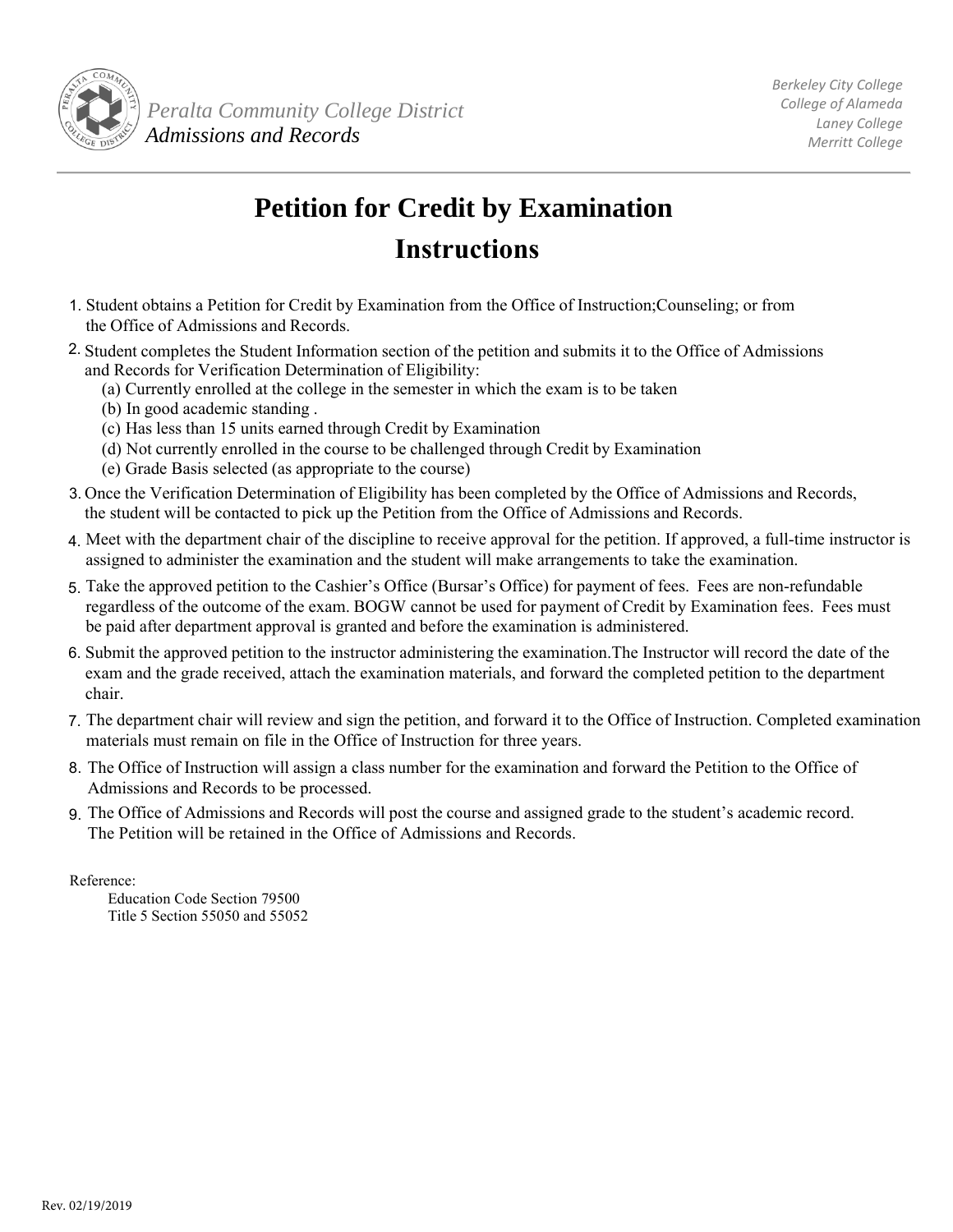Peralta Community College District
*Admissions and Records*

*Berkeley City College*
*College of Alameda*
*Laney College*
*Merritt College*

# Petition for Credit by Examination
## Instructions

1. Student obtains a Petition for Credit by Examination from the Office of Instruction;Counseling; or from the Office of Admissions and Records.
2. Student completes the Student Information section of the petition and submits it to the Office of Admissions and Records for Verification Determination of Eligibility:
   - (a) Currently enrolled at the college in the semester in which the exam is to be taken
   - (b) In good academic standing .
   - (c) Has less than 15 units earned through Credit by Examination
   - (d) Not currently enrolled in the course to be challenged through Credit by Examination
   - (e) Grade Basis selected (as appropriate to the course)
3. Once the Verification Determination of Eligibility has been completed by the Office of Admissions and Records, the student will be contacted to pick up the Petition from the Office of Admissions and Records.
4. Meet with the department chair of the discipline to receive approval for the petition. If approved, a full-time instructor is assigned to administer the examination and the student will make arrangements to take the examination.
5. Take the approved petition to the Cashier's Office (Bursar's Office) for payment of fees. Fees are non-refundable regardless of the outcome of the exam. BOGW cannot be used for payment of Credit by Examination fees. Fees must be paid after department approval is granted and before the examination is administered.
6. Submit the approved petition to the instructor administering the examination.The Instructor will record the date of the exam and the grade received, attach the examination materials, and forward the completed petition to the department chair.
7. The department chair will review and sign the petition, and forward it to the Office of Instruction. Completed examination materials must remain on file in the Office of Instruction for three years.
8. The Office of Instruction will assign a class number for the examination and forward the Petition to the Office of Admissions and Records to be processed.
9. The Office of Admissions and Records will post the course and assigned grade to the student's academic record. The Petition will be retained in the Office of Admissions and Records.

Reference:
Education Code Section 79500
Title 5 Section 55050 and 55052

Rev. 02/19/2019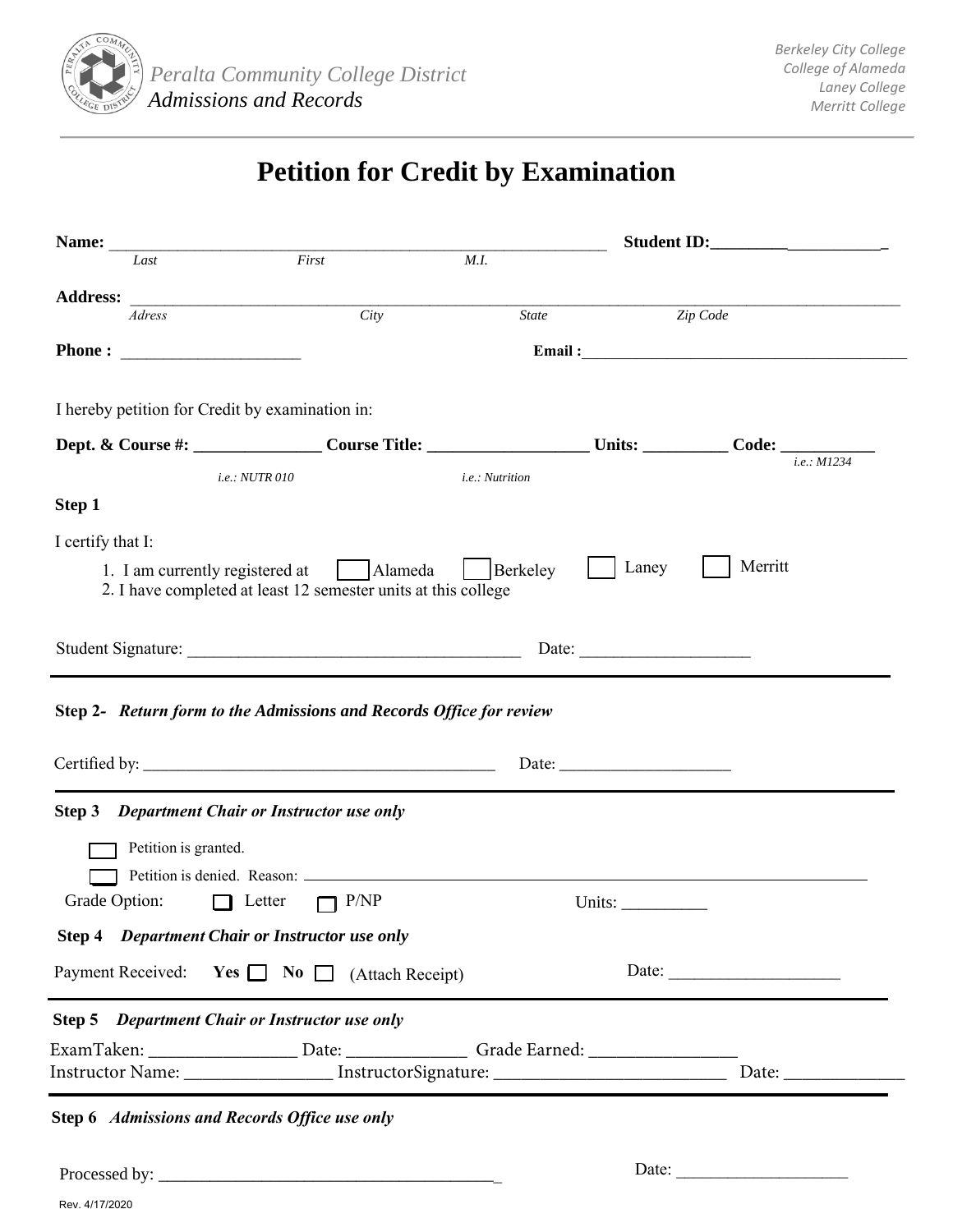Peralta Community College District
Admissions and Records

Berkeley City College
College of Alameda
Laney College
Merritt College

# Petition for Credit by Examination

**Name:** ____________________________________________________________ **Student ID:**______________________
*Last* *First* *M.I.*

**Address:** ____________________________________________________________________________________________
*Adress* *City* *State* *Zip Code*

**Phone :** _____________________ **Email :**_________________________________________

I hereby petition for Credit by examination in:

**Dept. & Course #:** _______________ **Course Title:** ___________________ **Units:** __________ **Code:** ___________
*i.e.: NUTR 010* *i.e.: Nutrition* *i.e.: M1234*

**Step 1**

I certify that I:

1. I am currently registered at ☐ Alameda ☐ Berkeley ☐ Laney ☐ Merritt
2. I have completed at least 12 semester units at this college

Student Signature: ______________________________________ Date: ___________________

---

**Step 2-** ***Return form to the Admissions and Records Office for review***

Certified by: __________________________________________ Date: ____________________

---

**Step 3** ***Department Chair or Instructor use only***

☐ Petition is granted.

☐ Petition is denied. Reason: ______________________________________________________________

Grade Option: ☐ Letter ☐ P/NP Units: __________

**Step 4** ***Department Chair or Instructor use only***

Payment Received: **Yes** ☐ **No** ☐ (Attach Receipt) Date: ____________________

---

**Step 5** ***Department Chair or Instructor use only***

ExamTaken: ________________ Date: _____________ Grade Earned: ________________

Instructor Name: ________________ InstructorSignature: __________________________ Date: _____________

---

**Step 6** ***Admissions and Records Office use only***

Processed by: _______________________________________ Date: ____________________

Rev. 4/17/2020